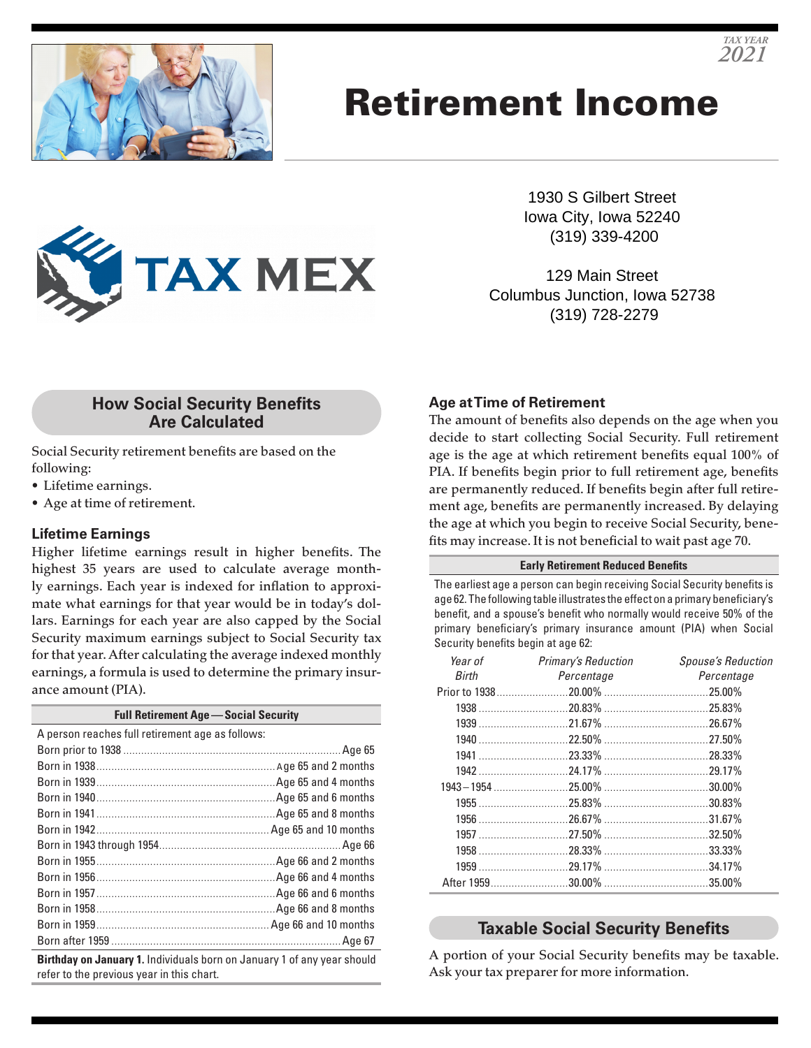TAX YEAR 2021

# Retirement Income

TAX MEX

1930 S Gilbert Street
Iowa City, Iowa 52240
(319) 339-4200

129 Main Street
Columbus Junction, Iowa 52738
(319) 728-2279

## How Social Security Benefits Are Calculated

Social Security retirement benefits are based on the following:

- Lifetime earnings.
- Age at time of retirement.

### Lifetime Earnings

Higher lifetime earnings result in higher benefits. The highest 35 years are used to calculate average monthly earnings. Each year is indexed for inflation to approximate what earnings for that year would be in today's dollars. Earnings for each year are also capped by the Social Security maximum earnings subject to Social Security tax for that year. After calculating the average indexed monthly earnings, a formula is used to determine the primary insurance amount (PIA).

**Full Retirement Age — Social Security**

A person reaches full retirement age as follows:

| Born | Full Retirement Age |
|---|---|
| Born prior to 1938 | Age 65 |
| Born in 1938 | Age 65 and 2 months |
| Born in 1939 | Age 65 and 4 months |
| Born in 1940 | Age 65 and 6 months |
| Born in 1941 | Age 65 and 8 months |
| Born in 1942 | Age 65 and 10 months |
| Born in 1943 through 1954 | Age 66 |
| Born in 1955 | Age 66 and 2 months |
| Born in 1956 | Age 66 and 4 months |
| Born in 1957 | Age 66 and 6 months |
| Born in 1958 | Age 66 and 8 months |
| Born in 1959 | Age 66 and 10 months |
| Born after 1959 | Age 67 |

**Birthday on January 1.** Individuals born on January 1 of any year should refer to the previous year in this chart.

### Age at Time of Retirement

The amount of benefits also depends on the age when you decide to start collecting Social Security. Full retirement age is the age at which retirement benefits equal 100% of PIA. If benefits begin prior to full retirement age, benefits are permanently reduced. If benefits begin after full retirement age, benefits are permanently increased. By delaying the age at which you begin to receive Social Security, benefits may increase. It is not beneficial to wait past age 70.

**Early Retirement Reduced Benefits**

The earliest age a person can begin receiving Social Security benefits is age 62. The following table illustrates the effect on a primary beneficiary's benefit, and a spouse's benefit who normally would receive 50% of the primary beneficiary's primary insurance amount (PIA) when Social Security benefits begin at age 62:

| *Year of Birth* | *Primary's Reduction Percentage* | *Spouse's Reduction Percentage* |
|---|---|---|
| Prior to 1938 | 20.00% | 25.00% |
| 1938 | 20.83% | 25.83% |
| 1939 | 21.67% | 26.67% |
| 1940 | 22.50% | 27.50% |
| 1941 | 23.33% | 28.33% |
| 1942 | 24.17% | 29.17% |
| 1943 – 1954 | 25.00% | 30.00% |
| 1955 | 25.83% | 30.83% |
| 1956 | 26.67% | 31.67% |
| 1957 | 27.50% | 32.50% |
| 1958 | 28.33% | 33.33% |
| 1959 | 29.17% | 34.17% |
| After 1959 | 30.00% | 35.00% |

## Taxable Social Security Benefits

A portion of your Social Security benefits may be taxable. Ask your tax preparer for more information.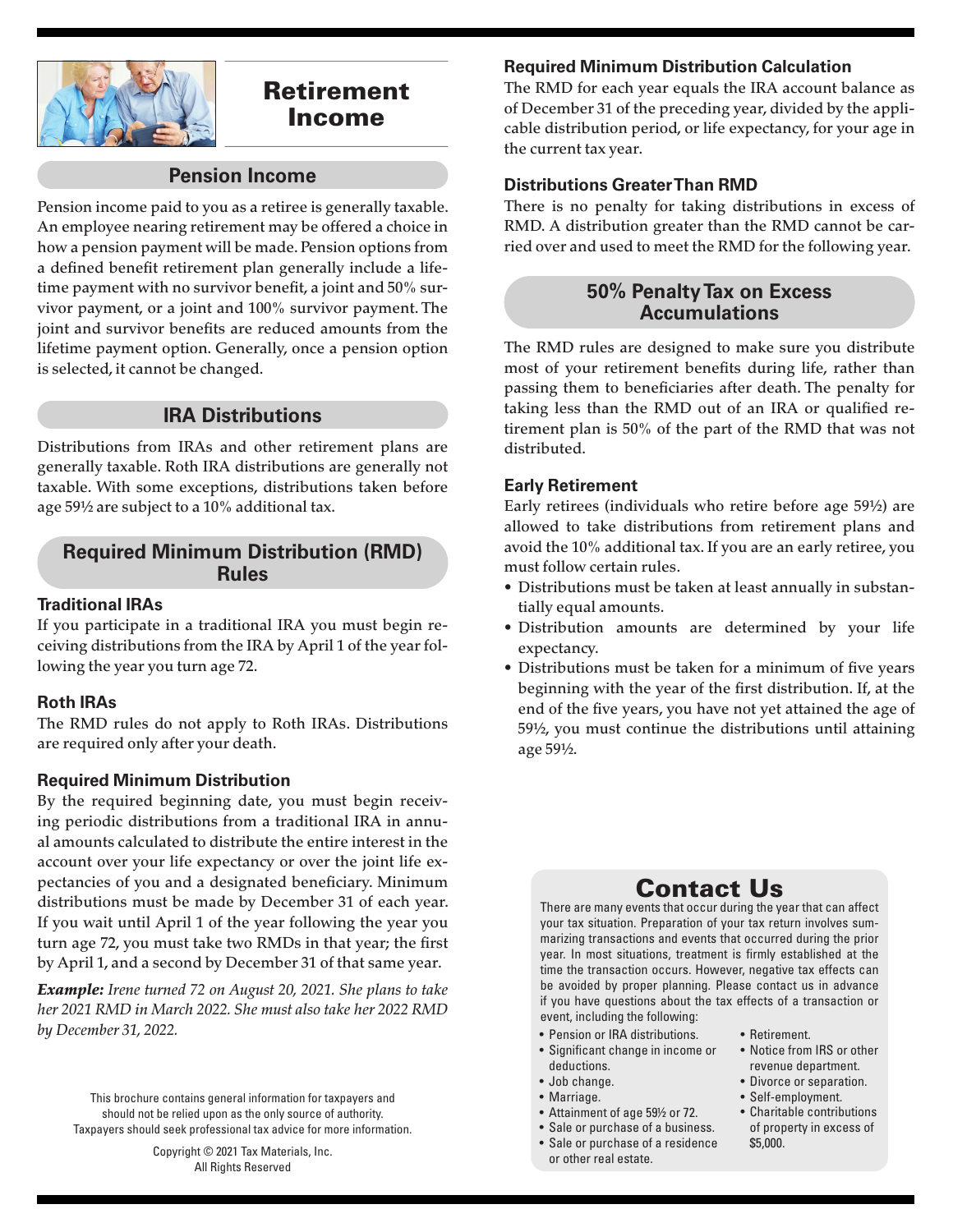# Retirement Income

## Pension Income

Pension income paid to you as a retiree is generally taxable. An employee nearing retirement may be offered a choice in how a pension payment will be made. Pension options from a defined benefit retirement plan generally include a lifetime payment with no survivor benefit, a joint and 50% survivor payment, or a joint and 100% survivor payment. The joint and survivor benefits are reduced amounts from the lifetime payment option. Generally, once a pension option is selected, it cannot be changed.

## IRA Distributions

Distributions from IRAs and other retirement plans are generally taxable. Roth IRA distributions are generally not taxable. With some exceptions, distributions taken before age 59½ are subject to a 10% additional tax.

## Required Minimum Distribution (RMD) Rules

### Traditional IRAs

If you participate in a traditional IRA you must begin receiving distributions from the IRA by April 1 of the year following the year you turn age 72.

### Roth IRAs

The RMD rules do not apply to Roth IRAs. Distributions are required only after your death.

### Required Minimum Distribution

By the required beginning date, you must begin receiving periodic distributions from a traditional IRA in annual amounts calculated to distribute the entire interest in the account over your life expectancy or over the joint life expectancies of you and a designated beneficiary. Minimum distributions must be made by December 31 of each year. If you wait until April 1 of the year following the year you turn age 72, you must take two RMDs in that year; the first by April 1, and a second by December 31 of that same year.

***Example:*** *Irene turned 72 on August 20, 2021. She plans to take her 2021 RMD in March 2022. She must also take her 2022 RMD by December 31, 2022.*

### Required Minimum Distribution Calculation

The RMD for each year equals the IRA account balance as of December 31 of the preceding year, divided by the applicable distribution period, or life expectancy, for your age in the current tax year.

### Distributions Greater Than RMD

There is no penalty for taking distributions in excess of RMD. A distribution greater than the RMD cannot be carried over and used to meet the RMD for the following year.

## 50% Penalty Tax on Excess Accumulations

The RMD rules are designed to make sure you distribute most of your retirement benefits during life, rather than passing them to beneficiaries after death. The penalty for taking less than the RMD out of an IRA or qualified retirement plan is 50% of the part of the RMD that was not distributed.

### Early Retirement

Early retirees (individuals who retire before age 59½) are allowed to take distributions from retirement plans and avoid the 10% additional tax. If you are an early retiree, you must follow certain rules.

- Distributions must be taken at least annually in substantially equal amounts.
- Distribution amounts are determined by your life expectancy.
- Distributions must be taken for a minimum of five years beginning with the year of the first distribution. If, at the end of the five years, you have not yet attained the age of 59½, you must continue the distributions until attaining age 59½.

## Contact Us

There are many events that occur during the year that can affect your tax situation. Preparation of your tax return involves summarizing transactions and events that occurred during the prior year. In most situations, treatment is firmly established at the time the transaction occurs. However, negative tax effects can be avoided by proper planning. Please contact us in advance if you have questions about the tax effects of a transaction or event, including the following:

- Pension or IRA distributions.
- Significant change in income or deductions.
- Job change.
- Marriage.
- Attainment of age 59½ or 72.
- Sale or purchase of a business.
- Sale or purchase of a residence or other real estate.
- Retirement.
- Notice from IRS or other revenue department.
- Divorce or separation.
- Self-employment.
- Charitable contributions of property in excess of $5,000.

This brochure contains general information for taxpayers and should not be relied upon as the only source of authority. Taxpayers should seek professional tax advice for more information.

Copyright © 2021 Tax Materials, Inc.
All Rights Reserved